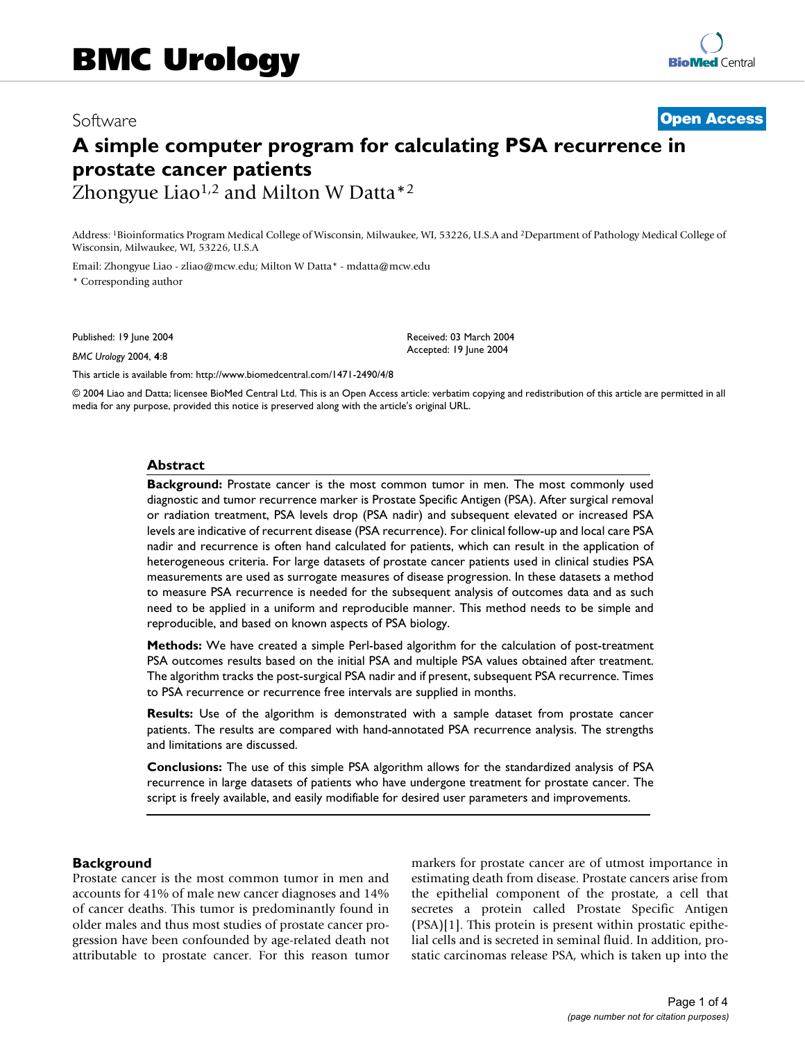# BMC Urology

Software

**Open Access**

# A simple computer program for calculating PSA recurrence in prostate cancer patients

Zhongyue Liao[1,2] and Milton W Datta*[2]

Address: [1]Bioinformatics Program Medical College of Wisconsin, Milwaukee, WI, 53226, U.S.A and [2]Department of Pathology Medical College of Wisconsin, Milwaukee, WI, 53226, U.S.A

Email: Zhongyue Liao - zliao@mcw.edu; Milton W Datta* - mdatta@mcw.edu

* Corresponding author

Published: 19 June 2004

*BMC Urology* 2004, **4**:8

Received: 03 March 2004
Accepted: 19 June 2004

This article is available from: http://www.biomedcentral.com/1471-2490/4/8

© 2004 Liao and Datta; licensee BioMed Central Ltd. This is an Open Access article: verbatim copying and redistribution of this article are permitted in all media for any purpose, provided this notice is preserved along with the article's original URL.

## Abstract

**Background:** Prostate cancer is the most common tumor in men. The most commonly used diagnostic and tumor recurrence marker is Prostate Specific Antigen (PSA). After surgical removal or radiation treatment, PSA levels drop (PSA nadir) and subsequent elevated or increased PSA levels are indicative of recurrent disease (PSA recurrence). For clinical follow-up and local care PSA nadir and recurrence is often hand calculated for patients, which can result in the application of heterogeneous criteria. For large datasets of prostate cancer patients used in clinical studies PSA measurements are used as surrogate measures of disease progression. In these datasets a method to measure PSA recurrence is needed for the subsequent analysis of outcomes data and as such need to be applied in a uniform and reproducible manner. This method needs to be simple and reproducible, and based on known aspects of PSA biology.

**Methods:** We have created a simple Perl-based algorithm for the calculation of post-treatment PSA outcomes results based on the initial PSA and multiple PSA values obtained after treatment. The algorithm tracks the post-surgical PSA nadir and if present, subsequent PSA recurrence. Times to PSA recurrence or recurrence free intervals are supplied in months.

**Results:** Use of the algorithm is demonstrated with a sample dataset from prostate cancer patients. The results are compared with hand-annotated PSA recurrence analysis. The strengths and limitations are discussed.

**Conclusions:** The use of this simple PSA algorithm allows for the standardized analysis of PSA recurrence in large datasets of patients who have undergone treatment for prostate cancer. The script is freely available, and easily modifiable for desired user parameters and improvements.

## Background

Prostate cancer is the most common tumor in men and accounts for 41% of male new cancer diagnoses and 14% of cancer deaths. This tumor is predominantly found in older males and thus most studies of prostate cancer progression have been confounded by age-related death not attributable to prostate cancer. For this reason tumor markers for prostate cancer are of utmost importance in estimating death from disease. Prostate cancers arise from the epithelial component of the prostate, a cell that secretes a protein called Prostate Specific Antigen (PSA)[1]. This protein is present within prostatic epithelial cells and is secreted in seminal fluid. In addition, prostatic carcinomas release PSA, which is taken up into the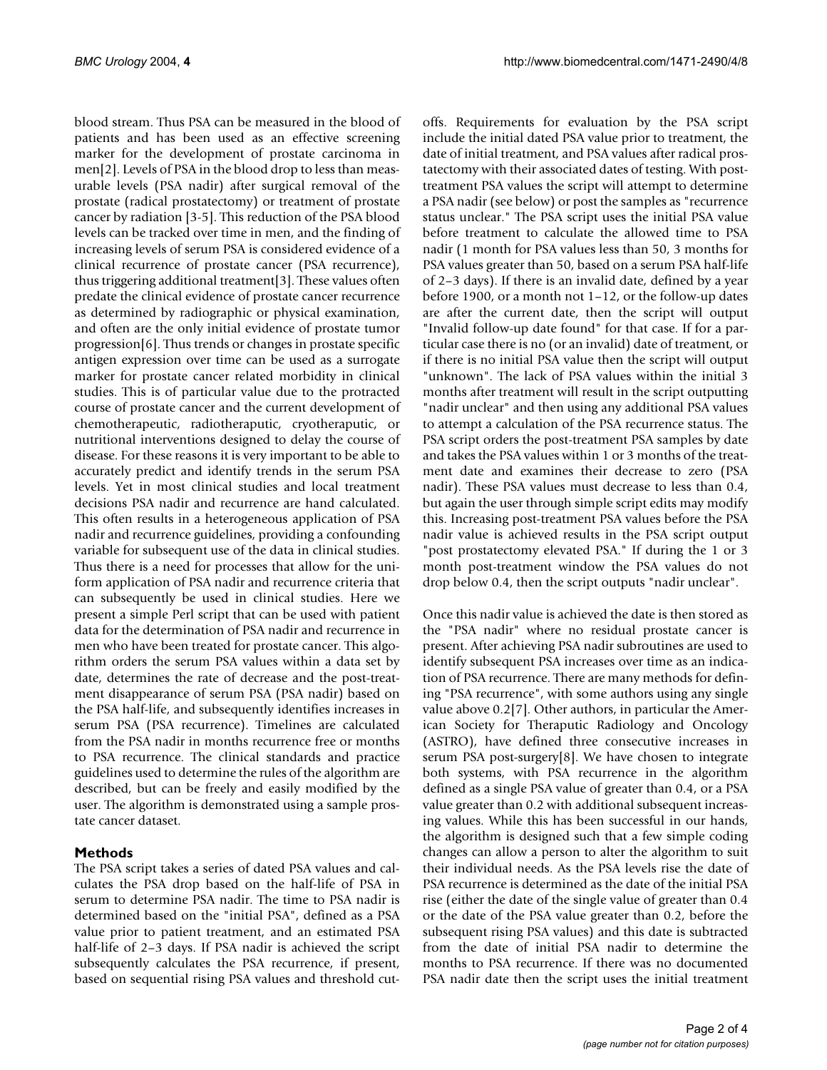blood stream. Thus PSA can be measured in the blood of patients and has been used as an effective screening marker for the development of prostate carcinoma in men[2]. Levels of PSA in the blood drop to less than measurable levels (PSA nadir) after surgical removal of the prostate (radical prostatectomy) or treatment of prostate cancer by radiation [3-5]. This reduction of the PSA blood levels can be tracked over time in men, and the finding of increasing levels of serum PSA is considered evidence of a clinical recurrence of prostate cancer (PSA recurrence), thus triggering additional treatment[3]. These values often predate the clinical evidence of prostate cancer recurrence as determined by radiographic or physical examination, and often are the only initial evidence of prostate tumor progression[6]. Thus trends or changes in prostate specific antigen expression over time can be used as a surrogate marker for prostate cancer related morbidity in clinical studies. This is of particular value due to the protracted course of prostate cancer and the current development of chemotherapeutic, radiotheraputic, cryotheraputic, or nutritional interventions designed to delay the course of disease. For these reasons it is very important to be able to accurately predict and identify trends in the serum PSA levels. Yet in most clinical studies and local treatment decisions PSA nadir and recurrence are hand calculated. This often results in a heterogeneous application of PSA nadir and recurrence guidelines, providing a confounding variable for subsequent use of the data in clinical studies. Thus there is a need for processes that allow for the uniform application of PSA nadir and recurrence criteria that can subsequently be used in clinical studies. Here we present a simple Perl script that can be used with patient data for the determination of PSA nadir and recurrence in men who have been treated for prostate cancer. This algorithm orders the serum PSA values within a data set by date, determines the rate of decrease and the post-treatment disappearance of serum PSA (PSA nadir) based on the PSA half-life, and subsequently identifies increases in serum PSA (PSA recurrence). Timelines are calculated from the PSA nadir in months recurrence free or months to PSA recurrence. The clinical standards and practice guidelines used to determine the rules of the algorithm are described, but can be freely and easily modified by the user. The algorithm is demonstrated using a sample prostate cancer dataset.

## Methods

The PSA script takes a series of dated PSA values and calculates the PSA drop based on the half-life of PSA in serum to determine PSA nadir. The time to PSA nadir is determined based on the "initial PSA", defined as a PSA value prior to patient treatment, and an estimated PSA half-life of 2–3 days. If PSA nadir is achieved the script subsequently calculates the PSA recurrence, if present, based on sequential rising PSA values and threshold cut-offs. Requirements for evaluation by the PSA script include the initial dated PSA value prior to treatment, the date of initial treatment, and PSA values after radical prostatectomy with their associated dates of testing. With post-treatment PSA values the script will attempt to determine a PSA nadir (see below) or post the samples as "recurrence status unclear." The PSA script uses the initial PSA value before treatment to calculate the allowed time to PSA nadir (1 month for PSA values less than 50, 3 months for PSA values greater than 50, based on a serum PSA half-life of 2–3 days). If there is an invalid date, defined by a year before 1900, or a month not 1–12, or the follow-up dates are after the current date, then the script will output "Invalid follow-up date found" for that case. If for a particular case there is no (or an invalid) date of treatment, or if there is no initial PSA value then the script will output "unknown". The lack of PSA values within the initial 3 months after treatment will result in the script outputting "nadir unclear" and then using any additional PSA values to attempt a calculation of the PSA recurrence status. The PSA script orders the post-treatment PSA samples by date and takes the PSA values within 1 or 3 months of the treatment date and examines their decrease to zero (PSA nadir). These PSA values must decrease to less than 0.4, but again the user through simple script edits may modify this. Increasing post-treatment PSA values before the PSA nadir value is achieved results in the PSA script output "post prostatectomy elevated PSA." If during the 1 or 3 month post-treatment window the PSA values do not drop below 0.4, then the script outputs "nadir unclear".

Once this nadir value is achieved the date is then stored as the "PSA nadir" where no residual prostate cancer is present. After achieving PSA nadir subroutines are used to identify subsequent PSA increases over time as an indication of PSA recurrence. There are many methods for defining "PSA recurrence", with some authors using any single value above 0.2[7]. Other authors, in particular the American Society for Theraputic Radiology and Oncology (ASTRO), have defined three consecutive increases in serum PSA post-surgery[8]. We have chosen to integrate both systems, with PSA recurrence in the algorithm defined as a single PSA value of greater than 0.4, or a PSA value greater than 0.2 with additional subsequent increasing values. While this has been successful in our hands, the algorithm is designed such that a few simple coding changes can allow a person to alter the algorithm to suit their individual needs. As the PSA levels rise the date of PSA recurrence is determined as the date of the initial PSA rise (either the date of the single value of greater than 0.4 or the date of the PSA value greater than 0.2, before the subsequent rising PSA values) and this date is subtracted from the date of initial PSA nadir to determine the months to PSA recurrence. If there was no documented PSA nadir date then the script uses the initial treatment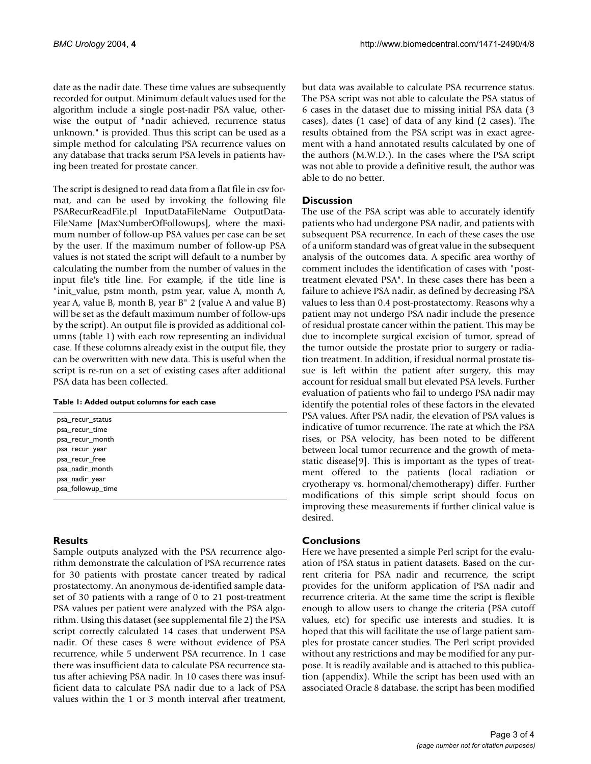date as the nadir date. These time values are subsequently recorded for output. Minimum default values used for the algorithm include a single post-nadir PSA value, otherwise the output of "nadir achieved, recurrence status unknown." is provided. Thus this script can be used as a simple method for calculating PSA recurrence values on any database that tracks serum PSA levels in patients having been treated for prostate cancer.

The script is designed to read data from a flat file in csv format, and can be used by invoking the following file PSARecurReadFile.pl InputDataFileName OutputDataFileName [MaxNumberOfFollowups], where the maximum number of follow-up PSA values per case can be set by the user. If the maximum number of follow-up PSA values is not stated the script will default to a number by calculating the number from the number of values in the input file's title line. For example, if the title line is "init_value, pstm month, pstm year, value A, month A, year A, value B, month B, year B" 2 (value A and value B) will be set as the default maximum number of follow-ups by the script). An output file is provided as additional columns (table 1) with each row representing an individual case. If these columns already exist in the output file, they can be overwritten with new data. This is useful when the script is re-run on a set of existing cases after additional PSA data has been collected.

**Table 1: Added output columns for each case**

| |
|---|
| psa_recur_status |
| psa_recur_time |
| psa_recur_month |
| psa_recur_year |
| psa_recur_free |
| psa_nadir_month |
| psa_nadir_year |
| psa_followup_time |

## Results

Sample outputs analyzed with the PSA recurrence algorithm demonstrate the calculation of PSA recurrence rates for 30 patients with prostate cancer treated by radical prostatectomy. An anonymous de-identified sample dataset of 30 patients with a range of 0 to 21 post-treatment PSA values per patient were analyzed with the PSA algorithm. Using this dataset (see supplemental file 2) the PSA script correctly calculated 14 cases that underwent PSA nadir. Of these cases 8 were without evidence of PSA recurrence, while 5 underwent PSA recurrence. In 1 case there was insufficient data to calculate PSA recurrence status after achieving PSA nadir. In 10 cases there was insufficient data to calculate PSA nadir due to a lack of PSA values within the 1 or 3 month interval after treatment, but data was available to calculate PSA recurrence status. The PSA script was not able to calculate the PSA status of 6 cases in the dataset due to missing initial PSA data (3 cases), dates (1 case) of data of any kind (2 cases). The results obtained from the PSA script was in exact agreement with a hand annotated results calculated by one of the authors (M.W.D.). In the cases where the PSA script was not able to provide a definitive result, the author was able to do no better.

## Discussion

The use of the PSA script was able to accurately identify patients who had undergone PSA nadir, and patients with subsequent PSA recurrence. In each of these cases the use of a uniform standard was of great value in the subsequent analysis of the outcomes data. A specific area worthy of comment includes the identification of cases with "post-treatment elevated PSA". In these cases there has been a failure to achieve PSA nadir, as defined by decreasing PSA values to less than 0.4 post-prostatectomy. Reasons why a patient may not undergo PSA nadir include the presence of residual prostate cancer within the patient. This may be due to incomplete surgical excision of tumor, spread of the tumor outside the prostate prior to surgery or radiation treatment. In addition, if residual normal prostate tissue is left within the patient after surgery, this may account for residual small but elevated PSA levels. Further evaluation of patients who fail to undergo PSA nadir may identify the potential roles of these factors in the elevated PSA values. After PSA nadir, the elevation of PSA values is indicative of tumor recurrence. The rate at which the PSA rises, or PSA velocity, has been noted to be different between local tumor recurrence and the growth of metastatic disease[9]. This is important as the types of treatment offered to the patients (local radiation or cryotherapy vs. hormonal/chemotherapy) differ. Further modifications of this simple script should focus on improving these measurements if further clinical value is desired.

## Conclusions

Here we have presented a simple Perl script for the evaluation of PSA status in patient datasets. Based on the current criteria for PSA nadir and recurrence, the script provides for the uniform application of PSA nadir and recurrence criteria. At the same time the script is flexible enough to allow users to change the criteria (PSA cutoff values, etc) for specific use interests and studies. It is hoped that this will facilitate the use of large patient samples for prostate cancer studies. The Perl script provided without any restrictions and may be modified for any purpose. It is readily available and is attached to this publication (appendix). While the script has been used with an associated Oracle 8 database, the script has been modified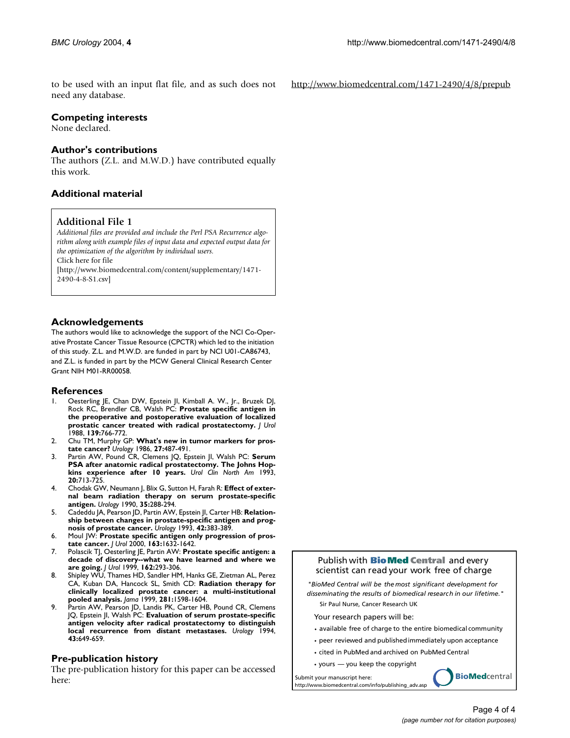to be used with an input flat file, and as such does not need any database.

## Competing interests

None declared.

## Author's contributions

The authors (Z.L. and M.W.D.) have contributed equally this work.

## Additional material

**Additional File 1**

*Additional files are provided and include the Perl PSA Recurrence algorithm along with example files of input data and expected output data for the optimization of the algorithm by individual users.*

Click here for file

[http://www.biomedcentral.com/content/supplementary/1471-2490-4-8-S1.csv]

## Acknowledgements

The authors would like to acknowledge the support of the NCI Co-Operative Prostate Cancer Tissue Resource (CPCTR) which led to the initiation of this study. Z.L. and M.W.D. are funded in part by NCI U01-CA86743, and Z.L. is funded in part by the MCW General Clinical Research Center Grant NIH M01-RR00058.

## References

1. Oesterling JE, Chan DW, Epstein JI, Kimball A. W., Jr., Bruzek DJ, Rock RC, Brendler CB, Walsh PC: **Prostate specific antigen in the preoperative and postoperative evaluation of localized prostatic cancer treated with radical prostatectomy.** *J Urol* 1988, **139:**766-772.
2. Chu TM, Murphy GP: **What's new in tumor markers for prostate cancer?** *Urology* 1986, **27:**487-491.
3. Partin AW, Pound CR, Clemens JQ, Epstein JI, Walsh PC: **Serum PSA after anatomic radical prostatectomy. The Johns Hopkins experience after 10 years.** *Urol Clin North Am* 1993, **20:**713-725.
4. Chodak GW, Neumann J, Blix G, Sutton H, Farah R: **Effect of external beam radiation therapy on serum prostate-specific antigen.** *Urology* 1990, **35:**288-294.
5. Cadeddu JA, Pearson JD, Partin AW, Epstein JI, Carter HB: **Relationship between changes in prostate-specific antigen and prognosis of prostate cancer.** *Urology* 1993, **42:**383-389.
6. Moul JW: **Prostate specific antigen only progression of prostate cancer.** *J Urol* 2000, **163:**1632-1642.
7. Polascik TJ, Oesterling JE, Partin AW: **Prostate specific antigen: a decade of discovery--what we have learned and where we are going.** *J Urol* 1999, **162:**293-306.
8. Shipley WU, Thames HD, Sandler HM, Hanks GE, Zietman AL, Perez CA, Kuban DA, Hancock SL, Smith CD: **Radiation therapy for clinically localized prostate cancer: a multi-institutional pooled analysis.** *Jama* 1999, **281:**1598-1604.
9. Partin AW, Pearson JD, Landis PK, Carter HB, Pound CR, Clemens JQ, Epstein JI, Walsh PC: **Evaluation of serum prostate-specific antigen velocity after radical prostatectomy to distinguish local recurrence from distant metastases.** *Urology* 1994, **43:**649-659.

## Pre-publication history

The pre-publication history for this paper can be accessed here:

http://www.biomedcentral.com/1471-2490/4/8/prepub